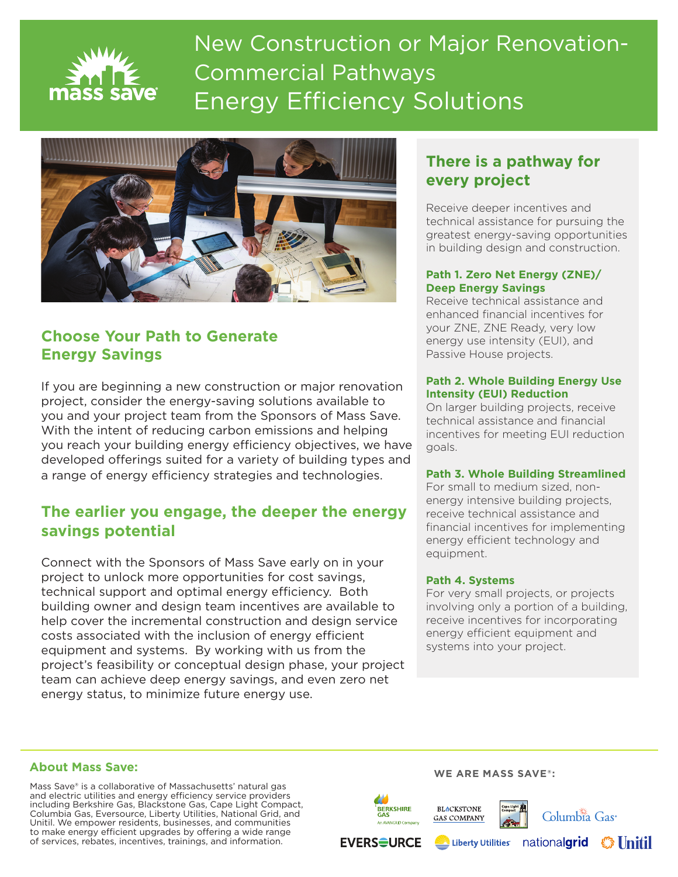# New Construction or Major Renovation-Commercial Pathways Energy Efficiency Solutions

## Choose Your Path to Generate Energy Savings

If you are beginning a new construction or major renovation project, consider the energy-saving solutions available to you and your project team from the Sponsors of Mass Save. With the intent of reducing carbon emissions and helping you reach your building energy efficiency objectives, we have developed offerings suited for a variety of building types and a range of energy efficiency strategies and technologies.

## The earlier you engage, the deeper the energy savings potential

Connect with the Sponsors of Mass Save early on in your project to unlock more opportunities for cost savings, technical support and optimal energy efficiency. Both building owner and design team incentives are available to help cover the incremental construction and design service costs associated with the inclusion of energy efficient equipment and systems. By working with us from the project's feasibility or conceptual design phase, your project team can achieve deep energy savings, and even zero net energy status, to minimize future energy use.

## There is a pathway for every project

Receive deeper incentives and technical assistance for pursuing the greatest energy-saving opportunities in building design and construction.

### Path 1. Zero Net Energy (ZNE)/ Deep Energy Savings

Receive technical assistance and enhanced financial incentives for your ZNE, ZNE Ready, very low energy use intensity (EUI), and Passive House projects.

### Path 2. Whole Building Energy Use Intensity (EUI) Reduction

On larger building projects, receive technical assistance and financial incentives for meeting EUI reduction goals.

### Path 3. Whole Building Streamlined

For small to medium sized, non-energy intensive building projects, receive technical assistance and financial incentives for implementing energy efficient technology and equipment.

### Path 4. Systems

For very small projects, or projects involving only a portion of a building, receive incentives for incorporating energy efficient equipment and systems into your project.

## About Mass Save:

Mass Save® is a collaborative of Massachusetts' natural gas and electric utilities and energy efficiency service providers including Berkshire Gas, Blackstone Gas, Cape Light Compact, Columbia Gas, Eversource, Liberty Utilities, National Grid, and Unitil. We empower residents, businesses, and communities to make energy efficient upgrades by offering a wide range of services, rebates, incentives, trainings, and information.

**WE ARE MASS SAVE®:**

Berkshire Gas, Blackstone Gas Company, Cape Light Compact, Columbia Gas, Eversource, Liberty Utilities, nationalgrid, Unitil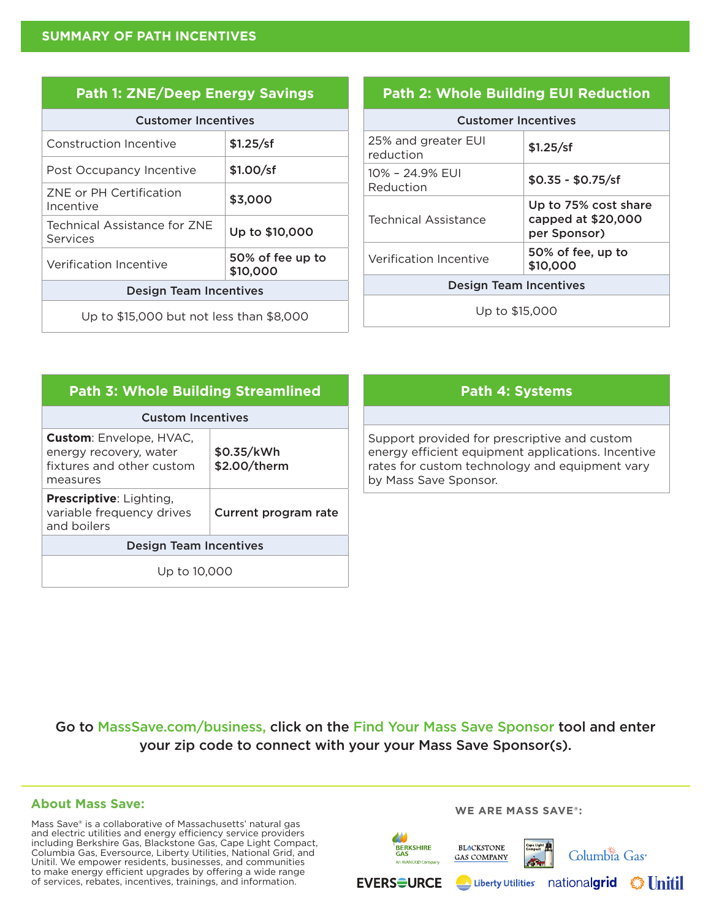## SUMMARY OF PATH INCENTIVES

### Path 1: ZNE/Deep Energy Savings

| Customer Incentives | |
|---|---|
| Construction Incentive | **$1.25/sf** |
| Post Occupancy Incentive | **$1.00/sf** |
| ZNE or PH Certification Incentive | **$3,000** |
| Technical Assistance for ZNE Services | **Up to $10,000** |
| Verification Incentive | **50% of fee up to $10,000** |
| **Design Team Incentives** | |
| Up to $15,000 but not less than $8,000 | |

### Path 2: Whole Building EUI Reduction

| Customer Incentives | |
|---|---|
| 25% and greater EUI reduction | **$1.25/sf** |
| 10% – 24.9% EUI Reduction | **$0.35 - $0.75/sf** |
| Technical Assistance | **Up to 75% cost share capped at $20,000 per Sponsor)** |
| Verification Incentive | **50% of fee, up to $10,000** |
| **Design Team Incentives** | |
| Up to $15,000 | |

### Path 3: Whole Building Streamlined

| Custom Incentives | |
|---|---|
| **Custom**: Envelope, HVAC, energy recovery, water fixtures and other custom measures | **$0.35/kWh** **$2.00/therm** |
| **Prescriptive**: Lighting, variable frequency drives and boilers | **Current program rate** |
| **Design Team Incentives** | |
| Up to 10,000 | |

### Path 4: Systems

Support provided for prescriptive and custom energy efficient equipment applications. Incentive rates for custom technology and equipment vary by Mass Save Sponsor.

**Go to MassSave.com/business, click on the Find Your Mass Save Sponsor tool and enter your zip code to connect with your your Mass Save Sponsor(s).**

### About Mass Save:

Mass Save® is a collaborative of Massachusetts' natural gas and electric utilities and energy efficiency service providers including Berkshire Gas, Blackstone Gas, Cape Light Compact, Columbia Gas, Eversource, Liberty Utilities, National Grid, and Unitil. We empower residents, businesses, and communities to make energy efficient upgrades by offering a wide range of services, rebates, incentives, trainings, and information.

**WE ARE MASS SAVE®:**

Berkshire Gas, Blackstone Gas Company, Cape Light Compact, Columbia Gas, Eversource, Liberty Utilities, nationalgrid, Unitil